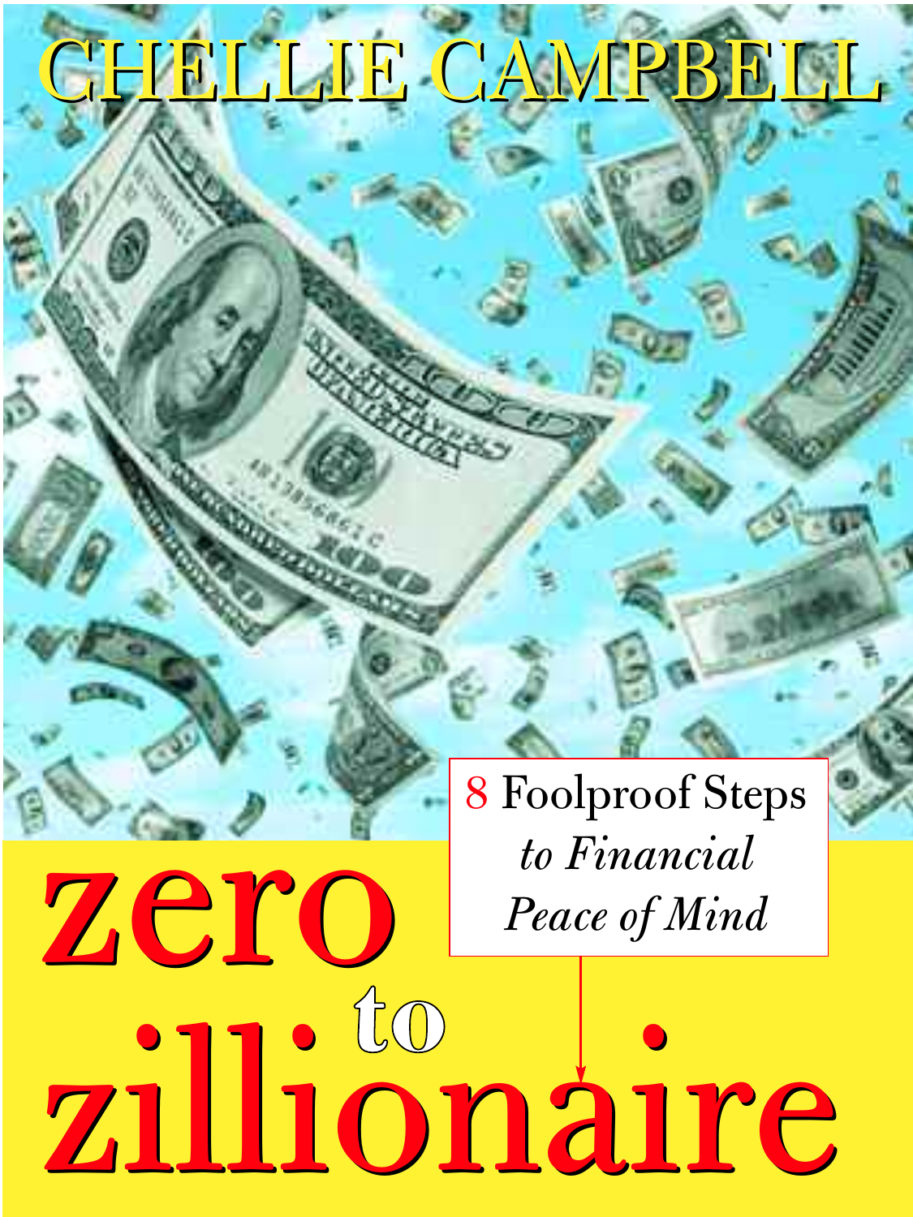CHELLIE CAMPBELL

# zero to zillionaire

8 Foolproof Steps *to Financial Peace of Mind*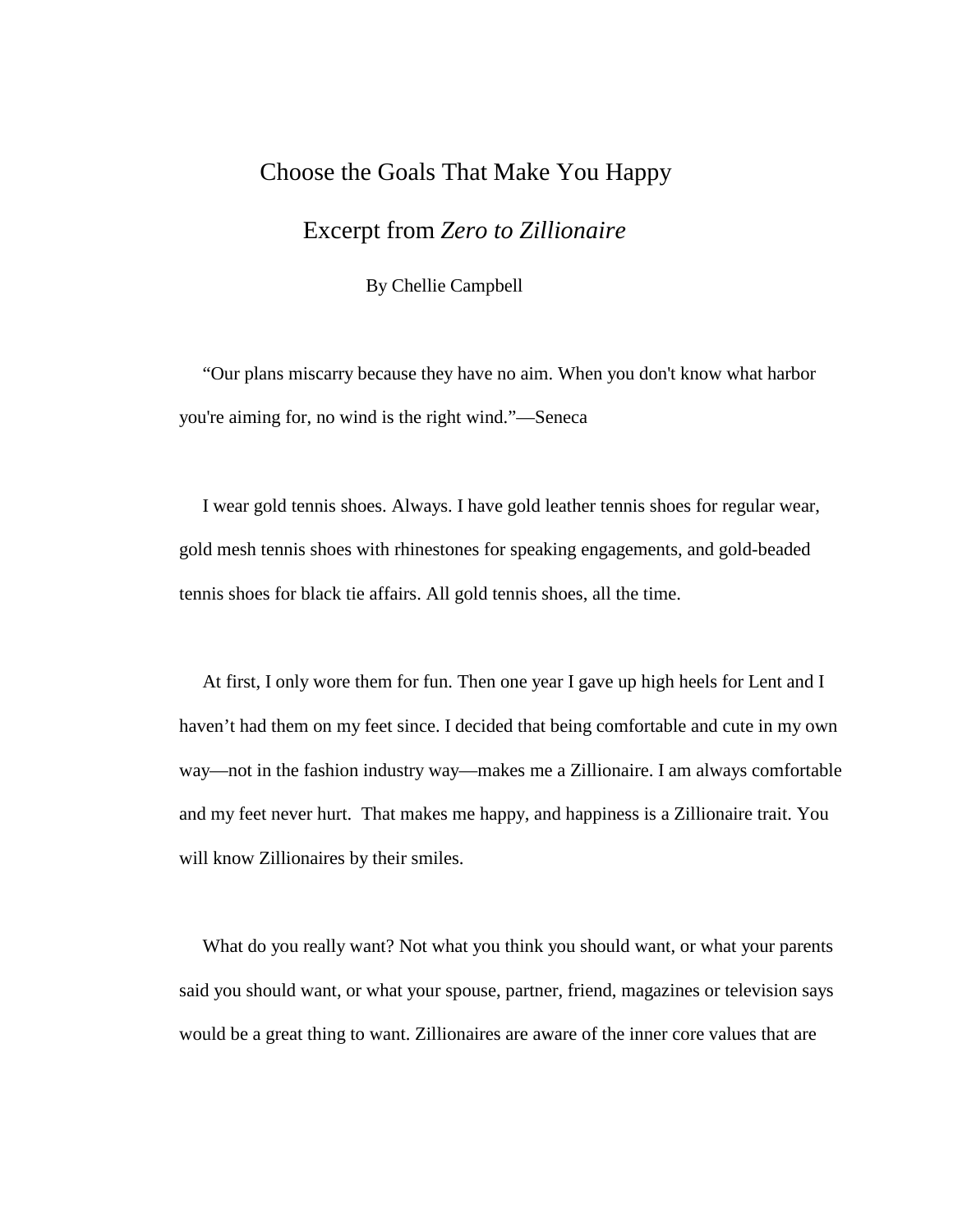# Choose the Goals That Make You Happy

## Excerpt from *Zero to Zillionaire*

By Chellie Campbell

"Our plans miscarry because they have no aim. When you don't know what harbor you're aiming for, no wind is the right wind."—Seneca

I wear gold tennis shoes. Always. I have gold leather tennis shoes for regular wear, gold mesh tennis shoes with rhinestones for speaking engagements, and gold-beaded tennis shoes for black tie affairs. All gold tennis shoes, all the time.

At first, I only wore them for fun. Then one year I gave up high heels for Lent and I haven't had them on my feet since. I decided that being comfortable and cute in my own way—not in the fashion industry way—makes me a Zillionaire. I am always comfortable and my feet never hurt. That makes me happy, and happiness is a Zillionaire trait. You will know Zillionaires by their smiles.

What do you really want? Not what you think you should want, or what your parents said you should want, or what your spouse, partner, friend, magazines or television says would be a great thing to want. Zillionaires are aware of the inner core values that are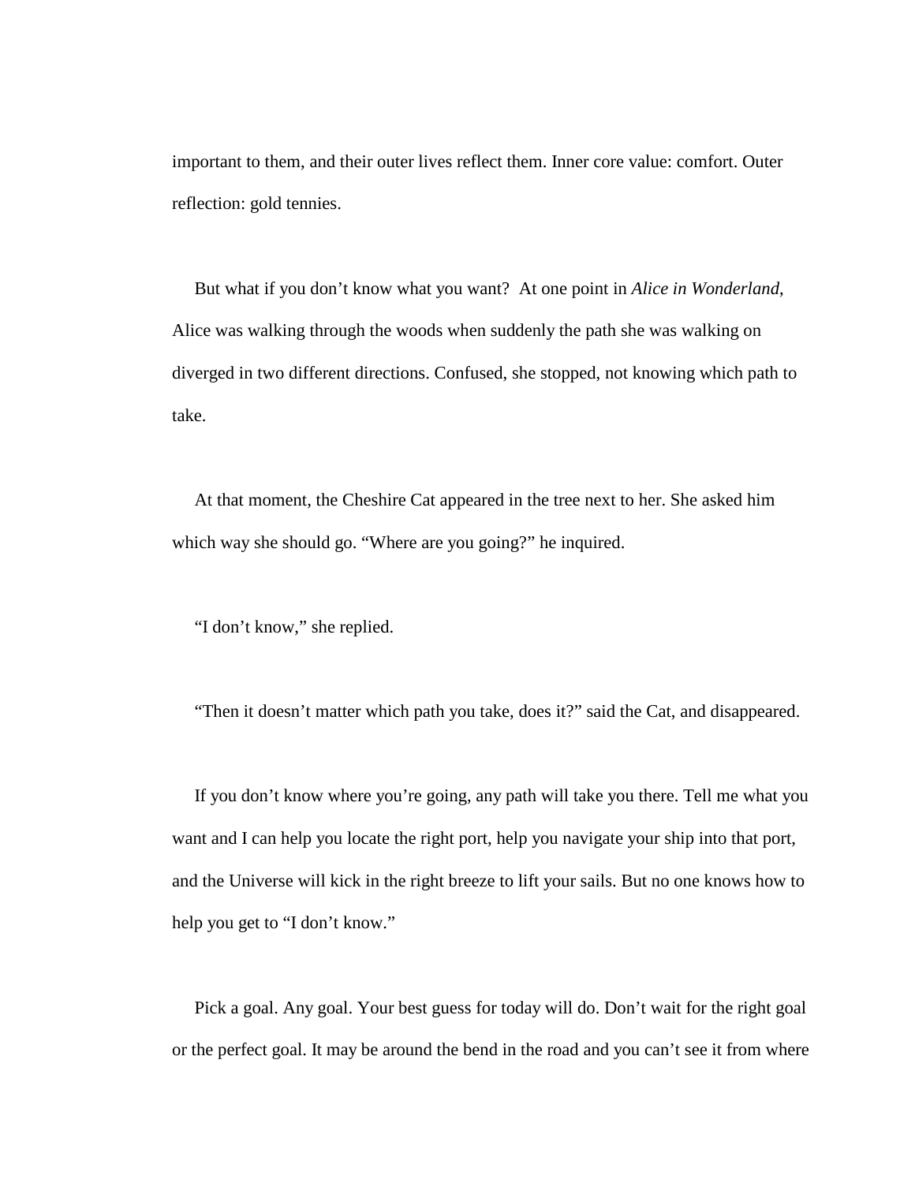important to them, and their outer lives reflect them. Inner core value: comfort. Outer reflection: gold tennies.

But what if you don't know what you want? At one point in *Alice in Wonderland*, Alice was walking through the woods when suddenly the path she was walking on diverged in two different directions. Confused, she stopped, not knowing which path to take.

At that moment, the Cheshire Cat appeared in the tree next to her. She asked him which way she should go. "Where are you going?" he inquired.

"I don't know," she replied.

"Then it doesn't matter which path you take, does it?" said the Cat, and disappeared.

If you don't know where you're going, any path will take you there. Tell me what you want and I can help you locate the right port, help you navigate your ship into that port, and the Universe will kick in the right breeze to lift your sails. But no one knows how to help you get to "I don't know."

Pick a goal. Any goal. Your best guess for today will do. Don't wait for the right goal or the perfect goal. It may be around the bend in the road and you can't see it from where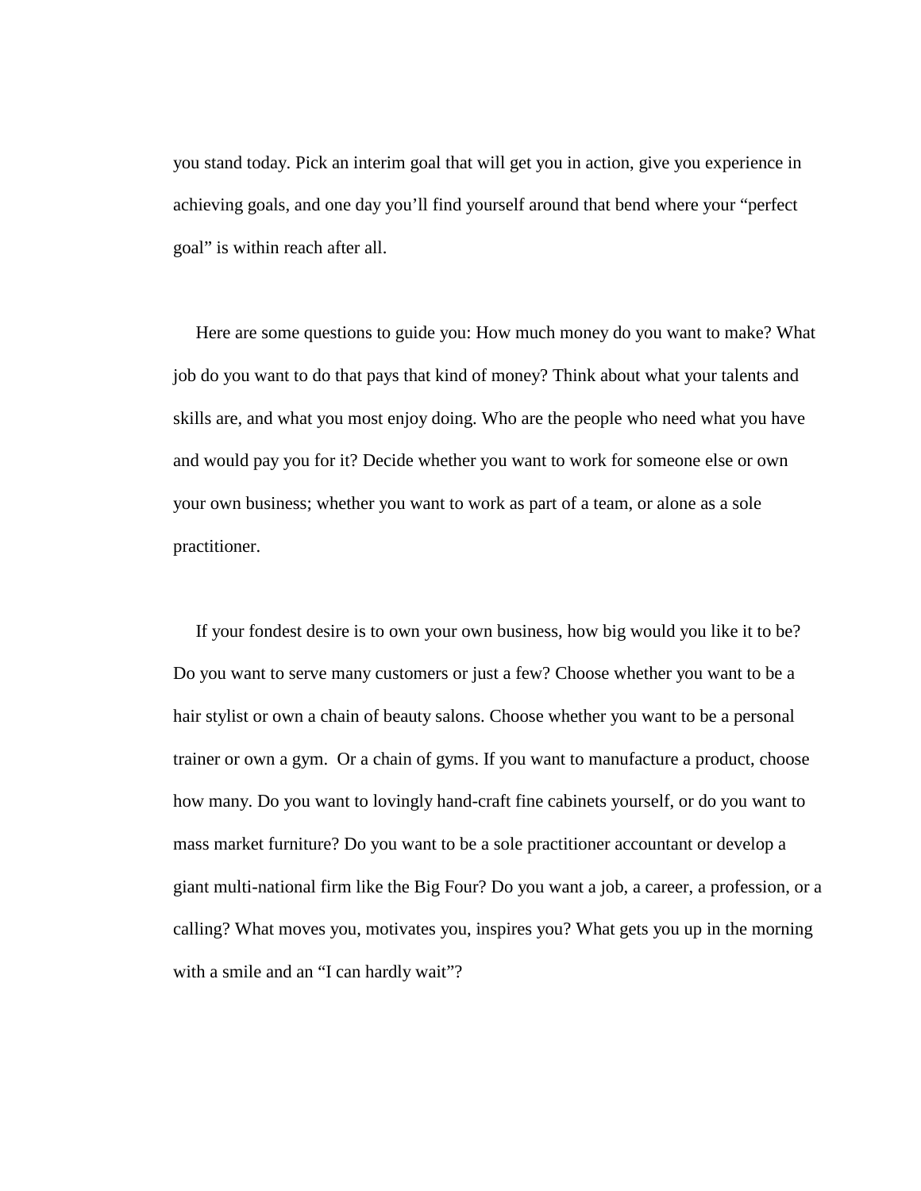you stand today. Pick an interim goal that will get you in action, give you experience in achieving goals, and one day you'll find yourself around that bend where your "perfect goal" is within reach after all.

Here are some questions to guide you: How much money do you want to make? What job do you want to do that pays that kind of money? Think about what your talents and skills are, and what you most enjoy doing. Who are the people who need what you have and would pay you for it? Decide whether you want to work for someone else or own your own business; whether you want to work as part of a team, or alone as a sole practitioner.

If your fondest desire is to own your own business, how big would you like it to be? Do you want to serve many customers or just a few? Choose whether you want to be a hair stylist or own a chain of beauty salons. Choose whether you want to be a personal trainer or own a gym.  Or a chain of gyms. If you want to manufacture a product, choose how many. Do you want to lovingly hand-craft fine cabinets yourself, or do you want to mass market furniture? Do you want to be a sole practitioner accountant or develop a giant multi-national firm like the Big Four? Do you want a job, a career, a profession, or a calling? What moves you, motivates you, inspires you? What gets you up in the morning with a smile and an "I can hardly wait"?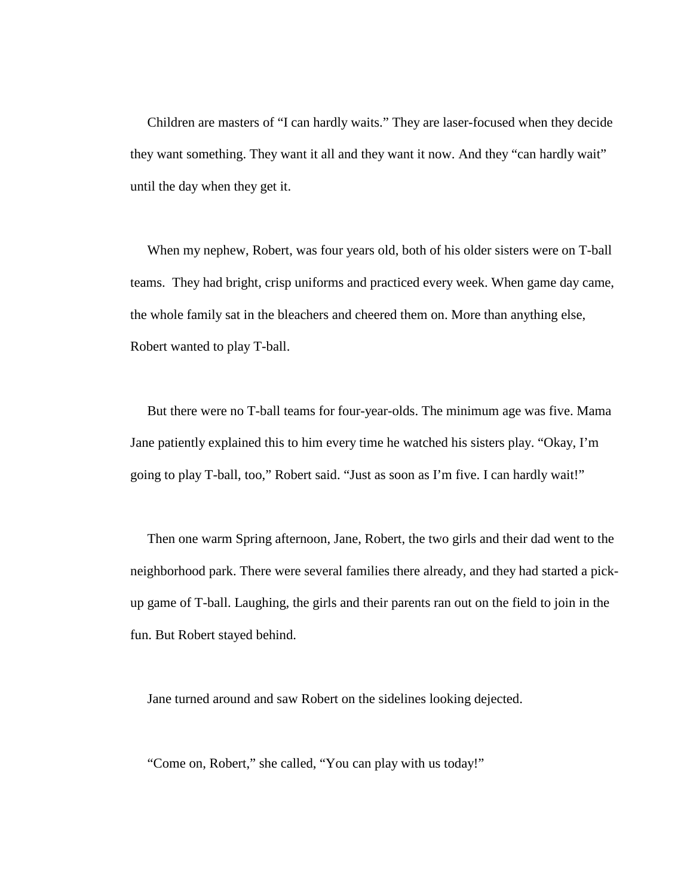Children are masters of "I can hardly waits." They are laser-focused when they decide they want something. They want it all and they want it now. And they "can hardly wait" until the day when they get it.

When my nephew, Robert, was four years old, both of his older sisters were on T-ball teams. They had bright, crisp uniforms and practiced every week. When game day came, the whole family sat in the bleachers and cheered them on. More than anything else, Robert wanted to play T-ball.

But there were no T-ball teams for four-year-olds. The minimum age was five. Mama Jane patiently explained this to him every time he watched his sisters play. "Okay, I'm going to play T-ball, too," Robert said. "Just as soon as I'm five. I can hardly wait!"

Then one warm Spring afternoon, Jane, Robert, the two girls and their dad went to the neighborhood park. There were several families there already, and they had started a pick-up game of T-ball. Laughing, the girls and their parents ran out on the field to join in the fun. But Robert stayed behind.

Jane turned around and saw Robert on the sidelines looking dejected.

"Come on, Robert," she called, "You can play with us today!"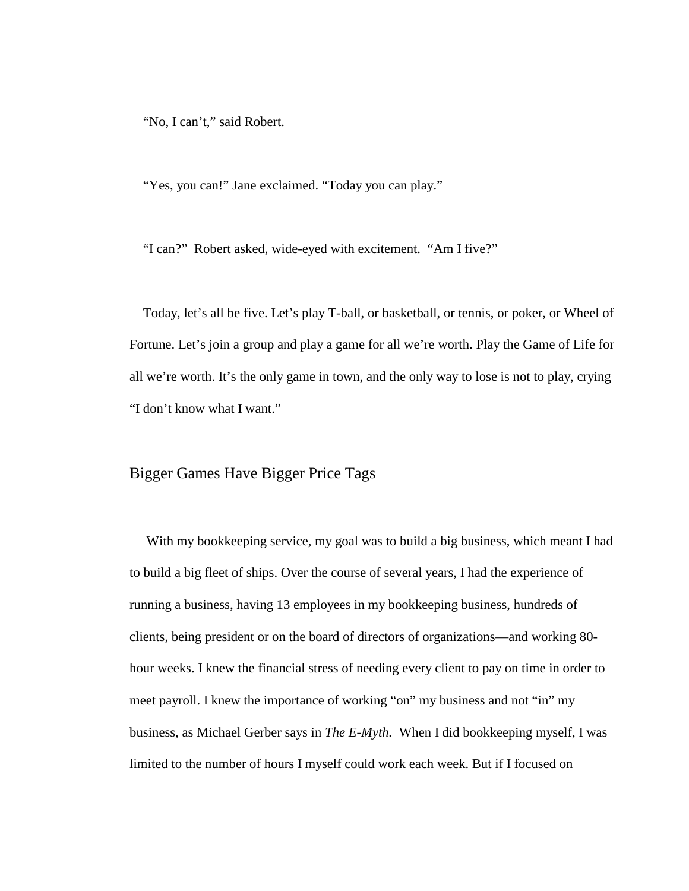"No, I can't," said Robert.

"Yes, you can!" Jane exclaimed. "Today you can play."

"I can?"  Robert asked, wide-eyed with excitement.  "Am I five?"

Today, let's all be five. Let's play T-ball, or basketball, or tennis, or poker, or Wheel of Fortune. Let's join a group and play a game for all we're worth. Play the Game of Life for all we're worth. It's the only game in town, and the only way to lose is not to play, crying "I don't know what I want."

## Bigger Games Have Bigger Price Tags

With my bookkeeping service, my goal was to build a big business, which meant I had to build a big fleet of ships. Over the course of several years, I had the experience of running a business, having 13 employees in my bookkeeping business, hundreds of clients, being president or on the board of directors of organizations—and working 80-hour weeks. I knew the financial stress of needing every client to pay on time in order to meet payroll. I knew the importance of working "on" my business and not "in" my business, as Michael Gerber says in *The E-Myth.*  When I did bookkeeping myself, I was limited to the number of hours I myself could work each week. But if I focused on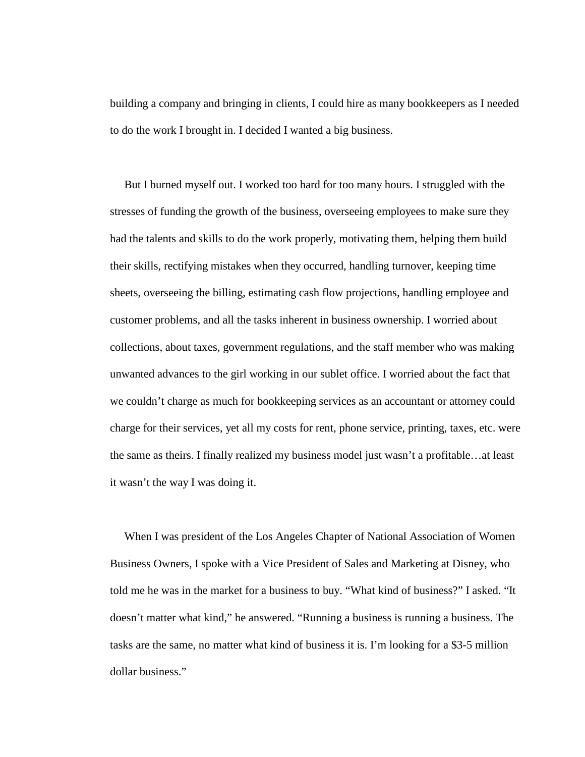building a company and bringing in clients, I could hire as many bookkeepers as I needed to do the work I brought in. I decided I wanted a big business.

But I burned myself out. I worked too hard for too many hours. I struggled with the stresses of funding the growth of the business, overseeing employees to make sure they had the talents and skills to do the work properly, motivating them, helping them build their skills, rectifying mistakes when they occurred, handling turnover, keeping time sheets, overseeing the billing, estimating cash flow projections, handling employee and customer problems, and all the tasks inherent in business ownership. I worried about collections, about taxes, government regulations, and the staff member who was making unwanted advances to the girl working in our sublet office. I worried about the fact that we couldn't charge as much for bookkeeping services as an accountant or attorney could charge for their services, yet all my costs for rent, phone service, printing, taxes, etc. were the same as theirs. I finally realized my business model just wasn't a profitable…at least it wasn't the way I was doing it.

When I was president of the Los Angeles Chapter of National Association of Women Business Owners, I spoke with a Vice President of Sales and Marketing at Disney, who told me he was in the market for a business to buy. "What kind of business?" I asked. "It doesn't matter what kind," he answered. "Running a business is running a business. The tasks are the same, no matter what kind of business it is. I'm looking for a $3-5 million dollar business."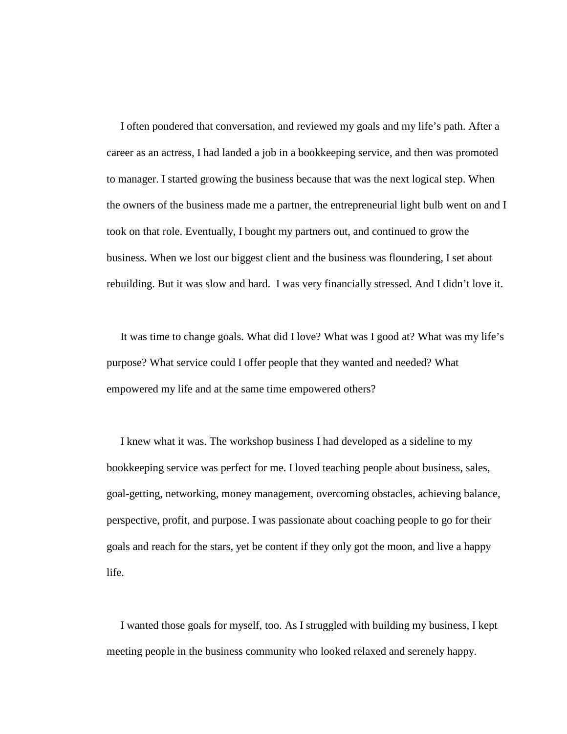I often pondered that conversation, and reviewed my goals and my life's path. After a career as an actress, I had landed a job in a bookkeeping service, and then was promoted to manager. I started growing the business because that was the next logical step. When the owners of the business made me a partner, the entrepreneurial light bulb went on and I took on that role. Eventually, I bought my partners out, and continued to grow the business. When we lost our biggest client and the business was floundering, I set about rebuilding. But it was slow and hard.  I was very financially stressed. And I didn't love it.

It was time to change goals. What did I love? What was I good at? What was my life's purpose? What service could I offer people that they wanted and needed? What empowered my life and at the same time empowered others?

I knew what it was. The workshop business I had developed as a sideline to my bookkeeping service was perfect for me. I loved teaching people about business, sales, goal-getting, networking, money management, overcoming obstacles, achieving balance, perspective, profit, and purpose. I was passionate about coaching people to go for their goals and reach for the stars, yet be content if they only got the moon, and live a happy life.

I wanted those goals for myself, too. As I struggled with building my business, I kept meeting people in the business community who looked relaxed and serenely happy.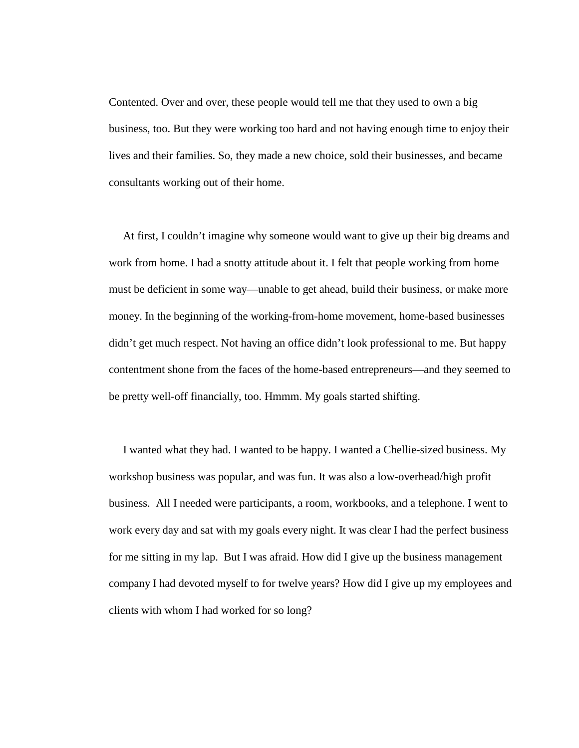Contented. Over and over, these people would tell me that they used to own a big business, too. But they were working too hard and not having enough time to enjoy their lives and their families. So, they made a new choice, sold their businesses, and became consultants working out of their home.

At first, I couldn't imagine why someone would want to give up their big dreams and work from home. I had a snotty attitude about it. I felt that people working from home must be deficient in some way—unable to get ahead, build their business, or make more money. In the beginning of the working-from-home movement, home-based businesses didn't get much respect. Not having an office didn't look professional to me. But happy contentment shone from the faces of the home-based entrepreneurs—and they seemed to be pretty well-off financially, too. Hmmm. My goals started shifting.

I wanted what they had. I wanted to be happy. I wanted a Chellie-sized business. My workshop business was popular, and was fun. It was also a low-overhead/high profit business. All I needed were participants, a room, workbooks, and a telephone. I went to work every day and sat with my goals every night. It was clear I had the perfect business for me sitting in my lap. But I was afraid. How did I give up the business management company I had devoted myself to for twelve years? How did I give up my employees and clients with whom I had worked for so long?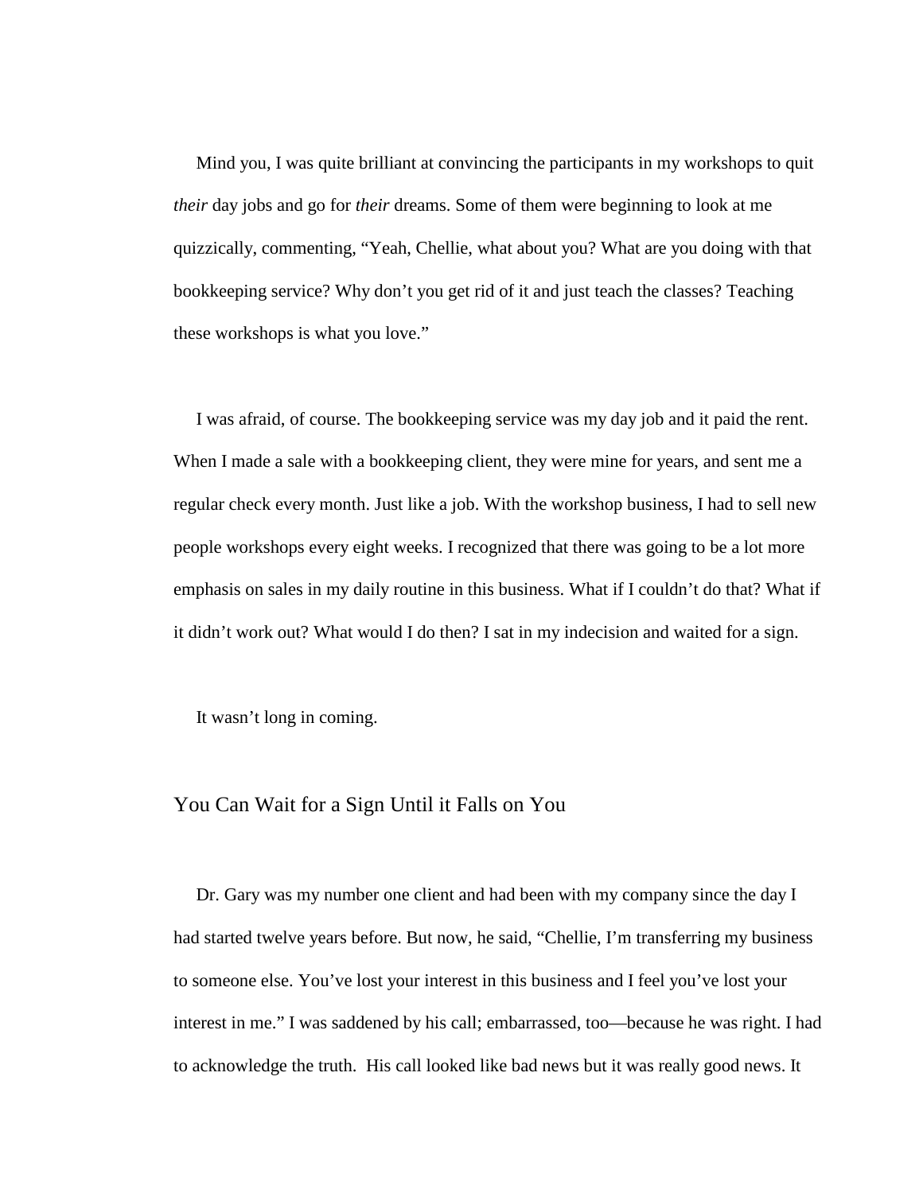Mind you, I was quite brilliant at convincing the participants in my workshops to quit *their* day jobs and go for *their* dreams. Some of them were beginning to look at me quizzically, commenting, "Yeah, Chellie, what about you? What are you doing with that bookkeeping service? Why don't you get rid of it and just teach the classes? Teaching these workshops is what you love."

I was afraid, of course. The bookkeeping service was my day job and it paid the rent. When I made a sale with a bookkeeping client, they were mine for years, and sent me a regular check every month. Just like a job. With the workshop business, I had to sell new people workshops every eight weeks. I recognized that there was going to be a lot more emphasis on sales in my daily routine in this business. What if I couldn't do that? What if it didn't work out? What would I do then? I sat in my indecision and waited for a sign.

It wasn't long in coming.

## You Can Wait for a Sign Until it Falls on You

Dr. Gary was my number one client and had been with my company since the day I had started twelve years before. But now, he said, "Chellie, I'm transferring my business to someone else. You've lost your interest in this business and I feel you've lost your interest in me." I was saddened by his call; embarrassed, too—because he was right. I had to acknowledge the truth. His call looked like bad news but it was really good news. It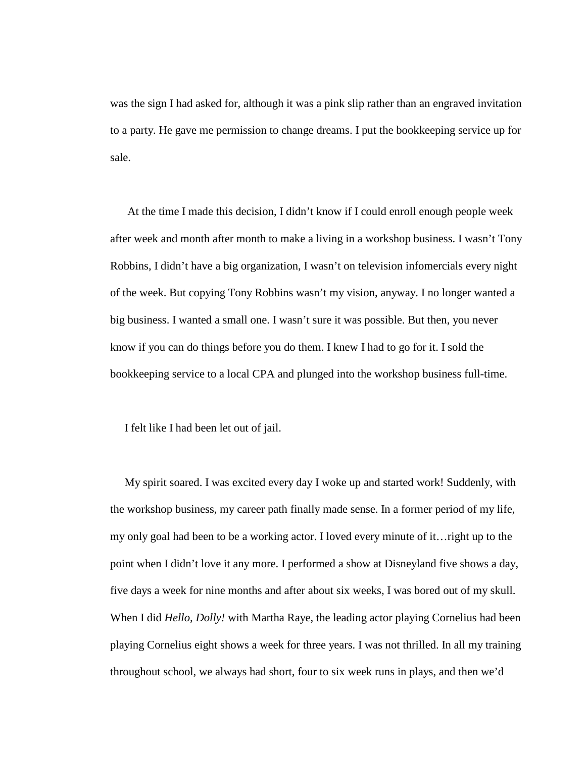was the sign I had asked for, although it was a pink slip rather than an engraved invitation to a party. He gave me permission to change dreams. I put the bookkeeping service up for sale.

At the time I made this decision, I didn't know if I could enroll enough people week after week and month after month to make a living in a workshop business. I wasn't Tony Robbins, I didn't have a big organization, I wasn't on television infomercials every night of the week. But copying Tony Robbins wasn't my vision, anyway. I no longer wanted a big business. I wanted a small one. I wasn't sure it was possible. But then, you never know if you can do things before you do them. I knew I had to go for it. I sold the bookkeeping service to a local CPA and plunged into the workshop business full-time.

I felt like I had been let out of jail.

My spirit soared. I was excited every day I woke up and started work! Suddenly, with the workshop business, my career path finally made sense. In a former period of my life, my only goal had been to be a working actor. I loved every minute of it…right up to the point when I didn't love it any more. I performed a show at Disneyland five shows a day, five days a week for nine months and after about six weeks, I was bored out of my skull. When I did *Hello, Dolly!* with Martha Raye, the leading actor playing Cornelius had been playing Cornelius eight shows a week for three years. I was not thrilled. In all my training throughout school, we always had short, four to six week runs in plays, and then we'd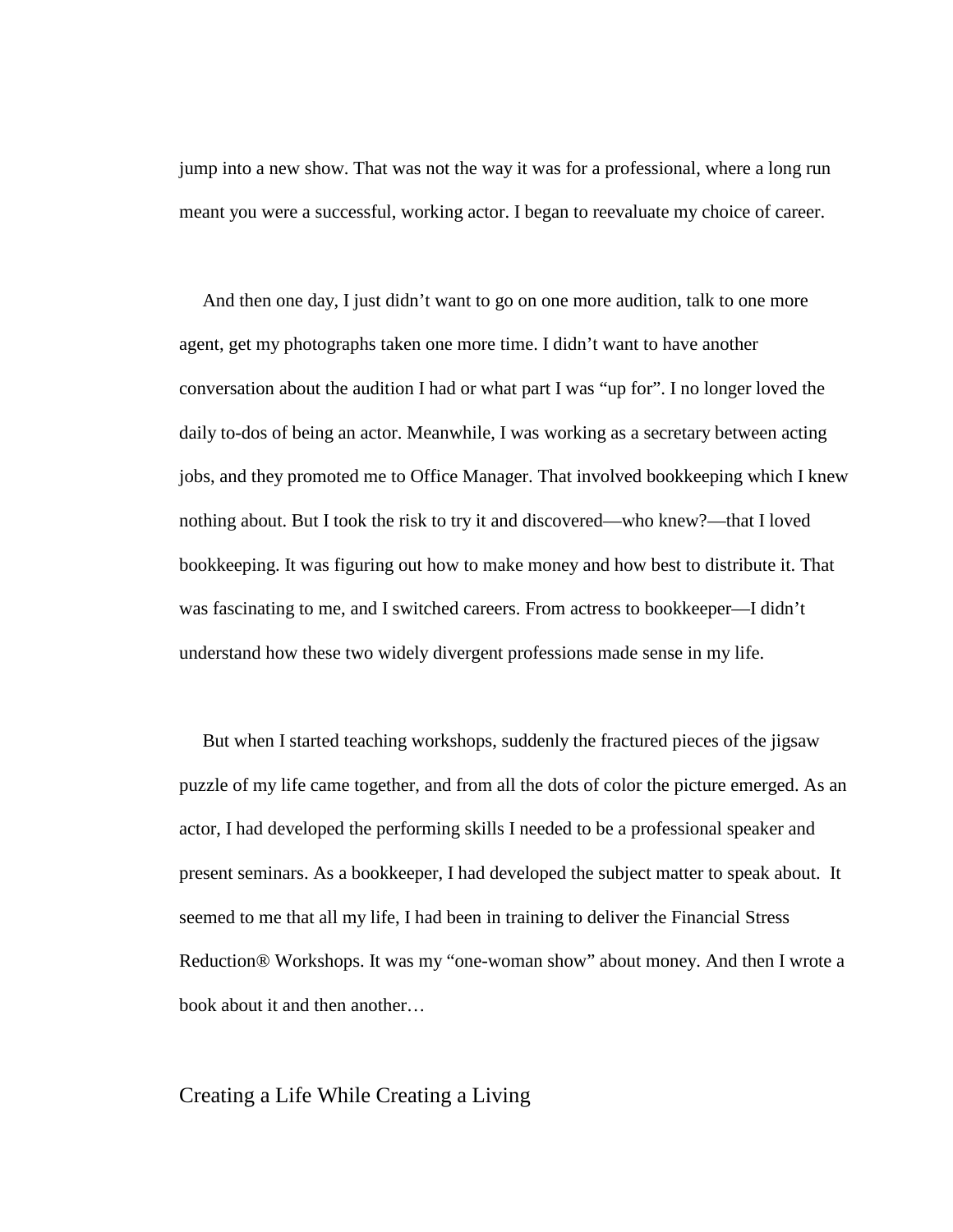jump into a new show. That was not the way it was for a professional, where a long run meant you were a successful, working actor. I began to reevaluate my choice of career.

And then one day, I just didn't want to go on one more audition, talk to one more agent, get my photographs taken one more time. I didn't want to have another conversation about the audition I had or what part I was "up for". I no longer loved the daily to-dos of being an actor. Meanwhile, I was working as a secretary between acting jobs, and they promoted me to Office Manager. That involved bookkeeping which I knew nothing about. But I took the risk to try it and discovered—who knew?—that I loved bookkeeping. It was figuring out how to make money and how best to distribute it. That was fascinating to me, and I switched careers. From actress to bookkeeper—I didn't understand how these two widely divergent professions made sense in my life.

But when I started teaching workshops, suddenly the fractured pieces of the jigsaw puzzle of my life came together, and from all the dots of color the picture emerged. As an actor, I had developed the performing skills I needed to be a professional speaker and present seminars. As a bookkeeper, I had developed the subject matter to speak about. It seemed to me that all my life, I had been in training to deliver the Financial Stress Reduction® Workshops. It was my "one-woman show" about money. And then I wrote a book about it and then another…

## Creating a Life While Creating a Living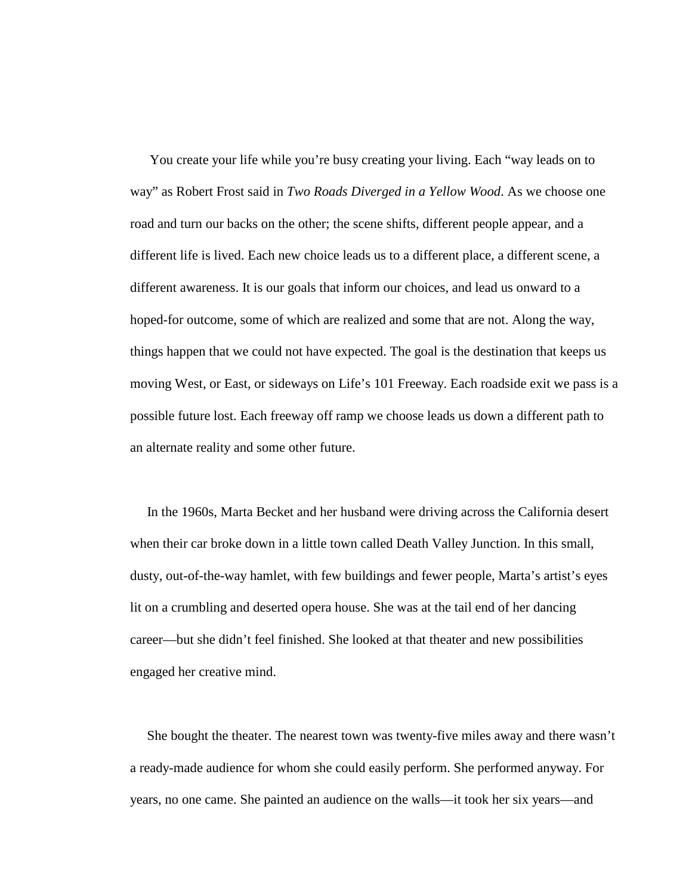You create your life while you're busy creating your living. Each "way leads on to way" as Robert Frost said in *Two Roads Diverged in a Yellow Wood*. As we choose one road and turn our backs on the other; the scene shifts, different people appear, and a different life is lived. Each new choice leads us to a different place, a different scene, a different awareness. It is our goals that inform our choices, and lead us onward to a hoped-for outcome, some of which are realized and some that are not. Along the way, things happen that we could not have expected. The goal is the destination that keeps us moving West, or East, or sideways on Life's 101 Freeway. Each roadside exit we pass is a possible future lost. Each freeway off ramp we choose leads us down a different path to an alternate reality and some other future.

In the 1960s, Marta Becket and her husband were driving across the California desert when their car broke down in a little town called Death Valley Junction. In this small, dusty, out-of-the-way hamlet, with few buildings and fewer people, Marta's artist's eyes lit on a crumbling and deserted opera house. She was at the tail end of her dancing career—but she didn't feel finished. She looked at that theater and new possibilities engaged her creative mind.

She bought the theater. The nearest town was twenty-five miles away and there wasn't a ready-made audience for whom she could easily perform. She performed anyway. For years, no one came. She painted an audience on the walls—it took her six years—and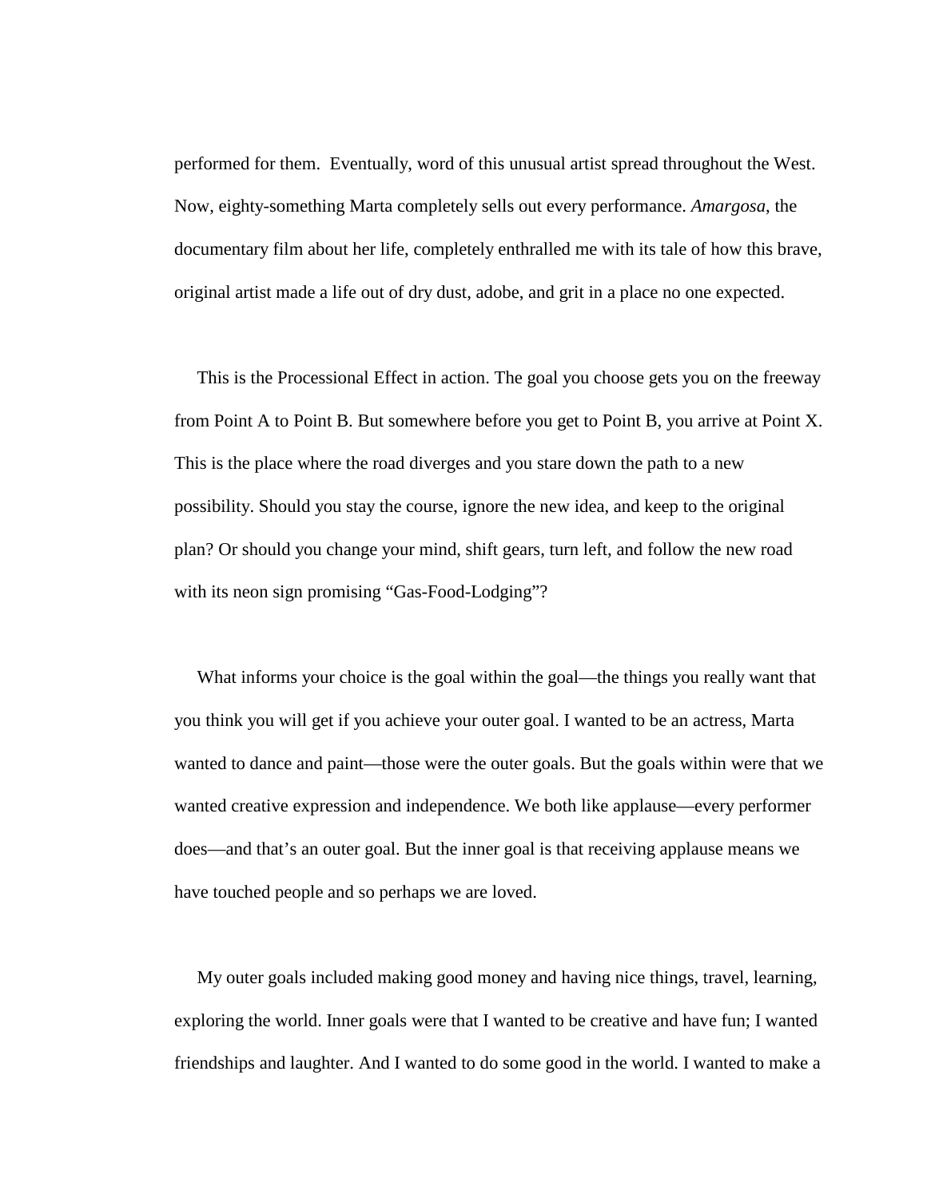performed for them. Eventually, word of this unusual artist spread throughout the West. Now, eighty-something Marta completely sells out every performance. *Amargosa*, the documentary film about her life, completely enthralled me with its tale of how this brave, original artist made a life out of dry dust, adobe, and grit in a place no one expected.

This is the Processional Effect in action. The goal you choose gets you on the freeway from Point A to Point B. But somewhere before you get to Point B, you arrive at Point X. This is the place where the road diverges and you stare down the path to a new possibility. Should you stay the course, ignore the new idea, and keep to the original plan? Or should you change your mind, shift gears, turn left, and follow the new road with its neon sign promising "Gas-Food-Lodging"?

What informs your choice is the goal within the goal—the things you really want that you think you will get if you achieve your outer goal. I wanted to be an actress, Marta wanted to dance and paint—those were the outer goals. But the goals within were that we wanted creative expression and independence. We both like applause—every performer does—and that's an outer goal. But the inner goal is that receiving applause means we have touched people and so perhaps we are loved.

My outer goals included making good money and having nice things, travel, learning, exploring the world. Inner goals were that I wanted to be creative and have fun; I wanted friendships and laughter. And I wanted to do some good in the world. I wanted to make a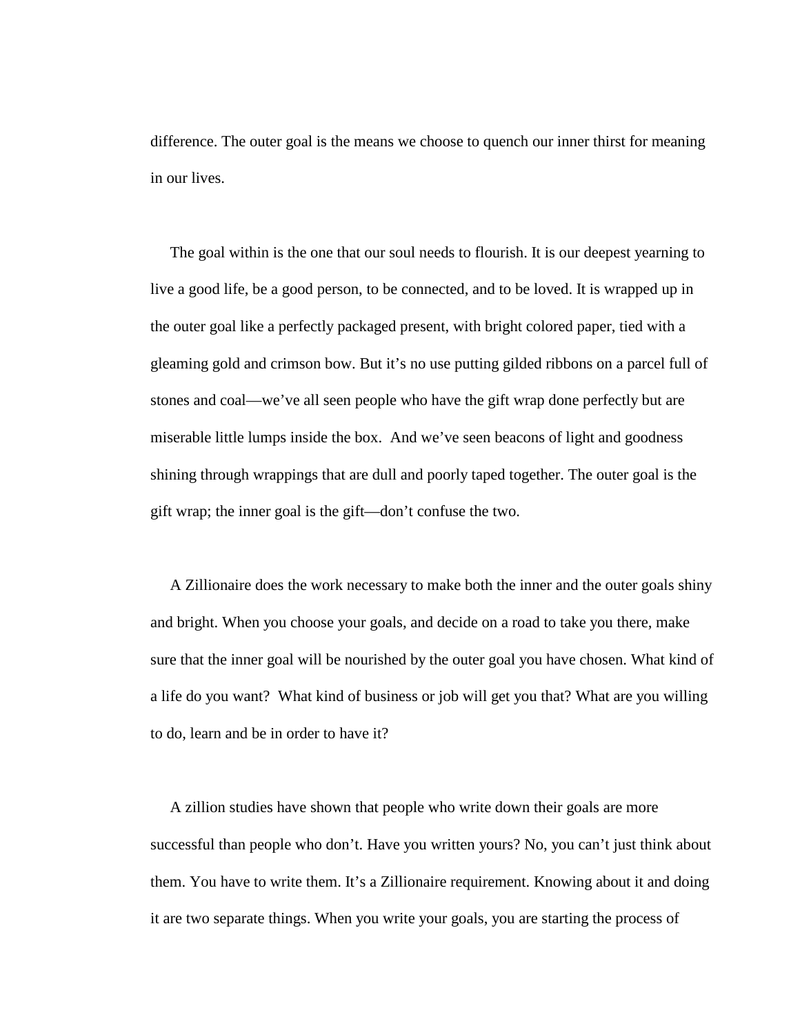difference. The outer goal is the means we choose to quench our inner thirst for meaning in our lives.

The goal within is the one that our soul needs to flourish. It is our deepest yearning to live a good life, be a good person, to be connected, and to be loved. It is wrapped up in the outer goal like a perfectly packaged present, with bright colored paper, tied with a gleaming gold and crimson bow. But it's no use putting gilded ribbons on a parcel full of stones and coal—we've all seen people who have the gift wrap done perfectly but are miserable little lumps inside the box. And we've seen beacons of light and goodness shining through wrappings that are dull and poorly taped together. The outer goal is the gift wrap; the inner goal is the gift—don't confuse the two.

A Zillionaire does the work necessary to make both the inner and the outer goals shiny and bright. When you choose your goals, and decide on a road to take you there, make sure that the inner goal will be nourished by the outer goal you have chosen. What kind of a life do you want? What kind of business or job will get you that? What are you willing to do, learn and be in order to have it?

A zillion studies have shown that people who write down their goals are more successful than people who don't. Have you written yours? No, you can't just think about them. You have to write them. It's a Zillionaire requirement. Knowing about it and doing it are two separate things. When you write your goals, you are starting the process of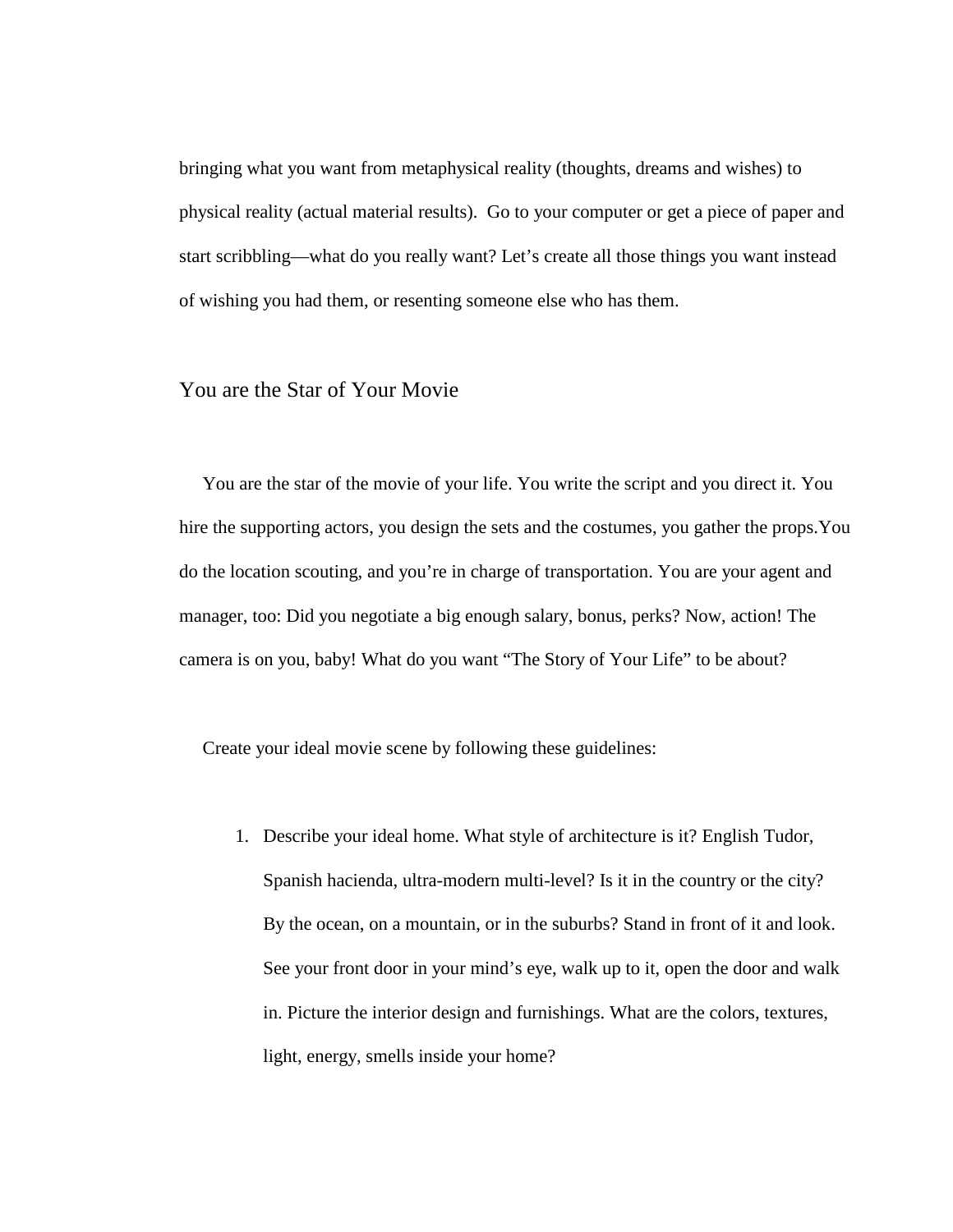bringing what you want from metaphysical reality (thoughts, dreams and wishes) to physical reality (actual material results). Go to your computer or get a piece of paper and start scribbling—what do you really want? Let's create all those things you want instead of wishing you had them, or resenting someone else who has them.

## You are the Star of Your Movie

You are the star of the movie of your life. You write the script and you direct it. You hire the supporting actors, you design the sets and the costumes, you gather the props.You do the location scouting, and you're in charge of transportation. You are your agent and manager, too: Did you negotiate a big enough salary, bonus, perks? Now, action! The camera is on you, baby! What do you want "The Story of Your Life" to be about?

Create your ideal movie scene by following these guidelines:

1. Describe your ideal home. What style of architecture is it? English Tudor, Spanish hacienda, ultra-modern multi-level? Is it in the country or the city? By the ocean, on a mountain, or in the suburbs? Stand in front of it and look. See your front door in your mind's eye, walk up to it, open the door and walk in. Picture the interior design and furnishings. What are the colors, textures, light, energy, smells inside your home?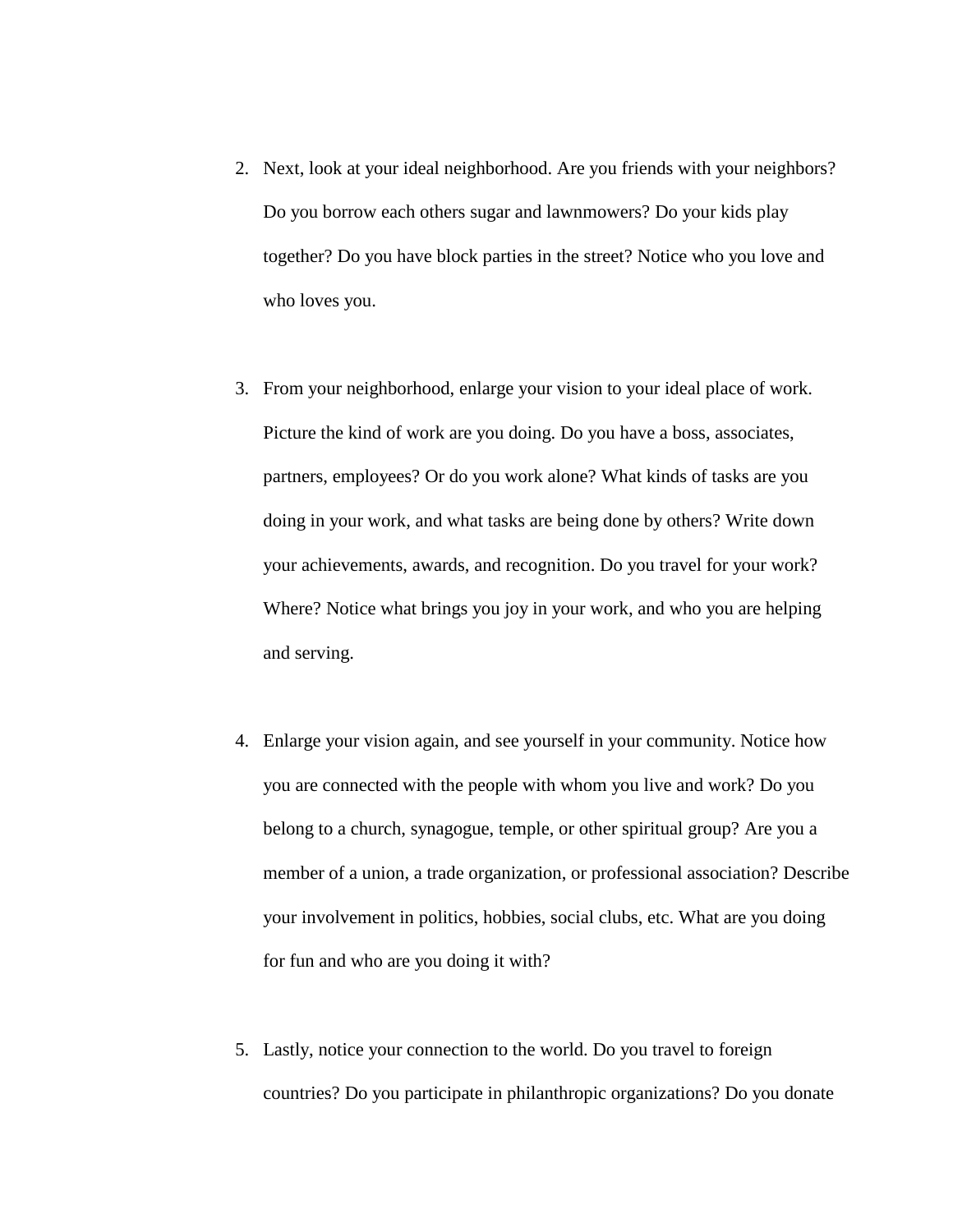2. Next, look at your ideal neighborhood. Are you friends with your neighbors? Do you borrow each others sugar and lawnmowers? Do your kids play together? Do you have block parties in the street? Notice who you love and who loves you.

3. From your neighborhood, enlarge your vision to your ideal place of work. Picture the kind of work are you doing. Do you have a boss, associates, partners, employees? Or do you work alone? What kinds of tasks are you doing in your work, and what tasks are being done by others? Write down your achievements, awards, and recognition. Do you travel for your work? Where? Notice what brings you joy in your work, and who you are helping and serving.

4. Enlarge your vision again, and see yourself in your community. Notice how you are connected with the people with whom you live and work? Do you belong to a church, synagogue, temple, or other spiritual group? Are you a member of a union, a trade organization, or professional association? Describe your involvement in politics, hobbies, social clubs, etc. What are you doing for fun and who are you doing it with?

5. Lastly, notice your connection to the world. Do you travel to foreign countries? Do you participate in philanthropic organizations? Do you donate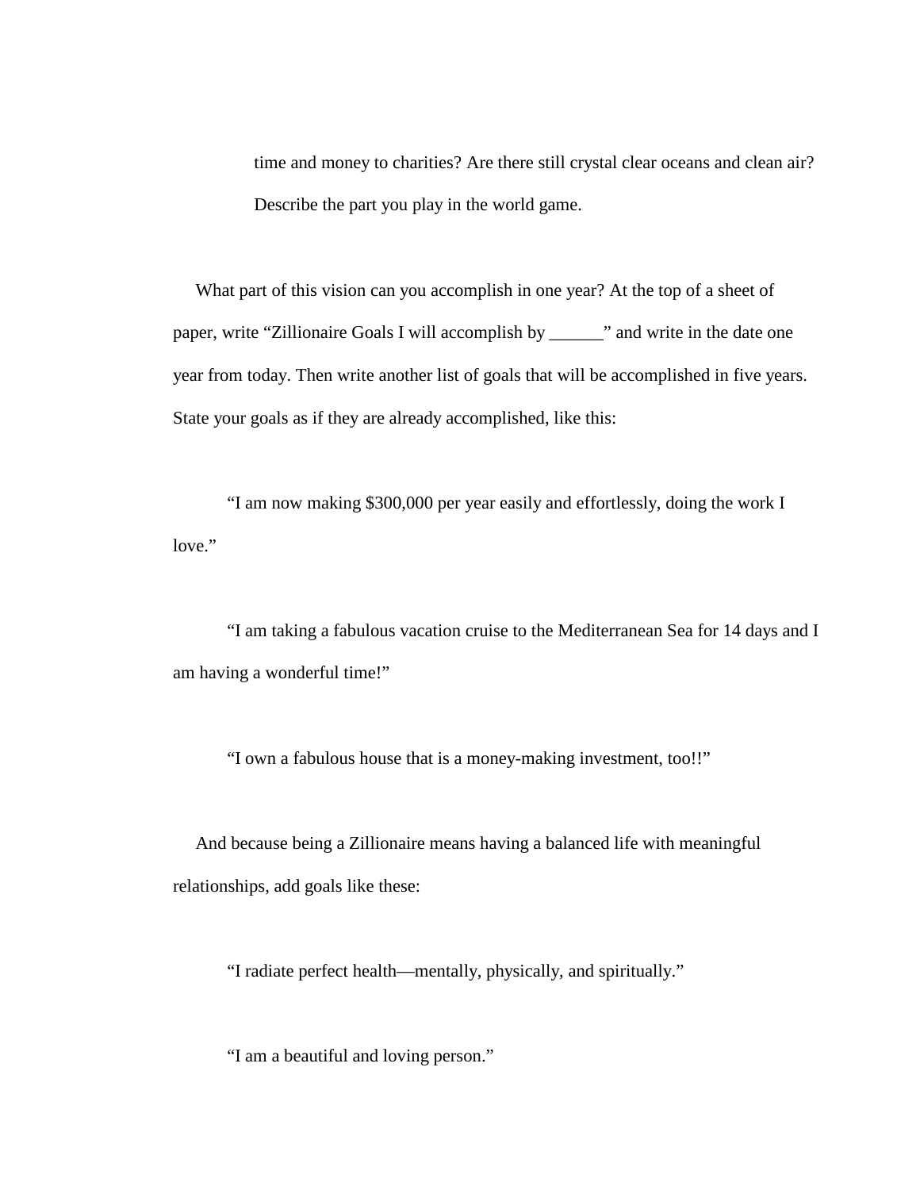time and money to charities? Are there still crystal clear oceans and clean air? Describe the part you play in the world game.

What part of this vision can you accomplish in one year? At the top of a sheet of paper, write “Zillionaire Goals I will accomplish by ______” and write in the date one year from today. Then write another list of goals that will be accomplished in five years. State your goals as if they are already accomplished, like this:

“I am now making $300,000 per year easily and effortlessly, doing the work I love.”

“I am taking a fabulous vacation cruise to the Mediterranean Sea for 14 days and I am having a wonderful time!”

“I own a fabulous house that is a money-making investment, too!!”

And because being a Zillionaire means having a balanced life with meaningful relationships, add goals like these:

“I radiate perfect health—mentally, physically, and spiritually.”

“I am a beautiful and loving person.”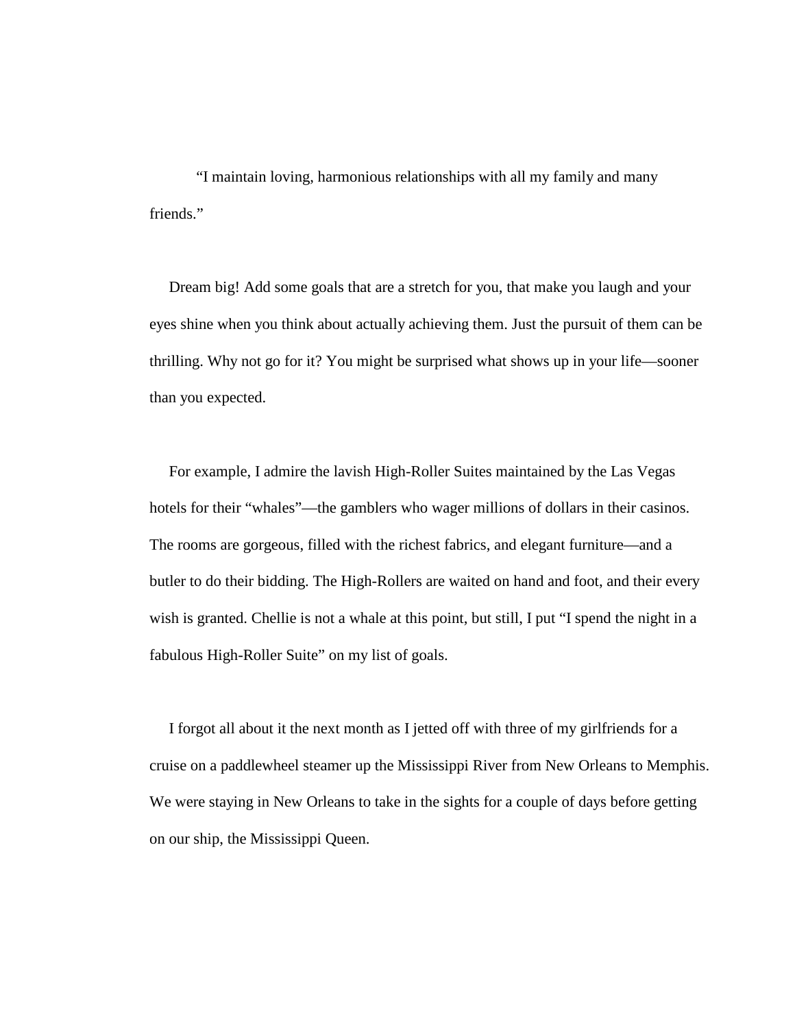"I maintain loving, harmonious relationships with all my family and many friends."

Dream big! Add some goals that are a stretch for you, that make you laugh and your eyes shine when you think about actually achieving them. Just the pursuit of them can be thrilling. Why not go for it? You might be surprised what shows up in your life—sooner than you expected.

For example, I admire the lavish High-Roller Suites maintained by the Las Vegas hotels for their "whales"—the gamblers who wager millions of dollars in their casinos. The rooms are gorgeous, filled with the richest fabrics, and elegant furniture—and a butler to do their bidding. The High-Rollers are waited on hand and foot, and their every wish is granted. Chellie is not a whale at this point, but still, I put "I spend the night in a fabulous High-Roller Suite" on my list of goals.

I forgot all about it the next month as I jetted off with three of my girlfriends for a cruise on a paddlewheel steamer up the Mississippi River from New Orleans to Memphis. We were staying in New Orleans to take in the sights for a couple of days before getting on our ship, the Mississippi Queen.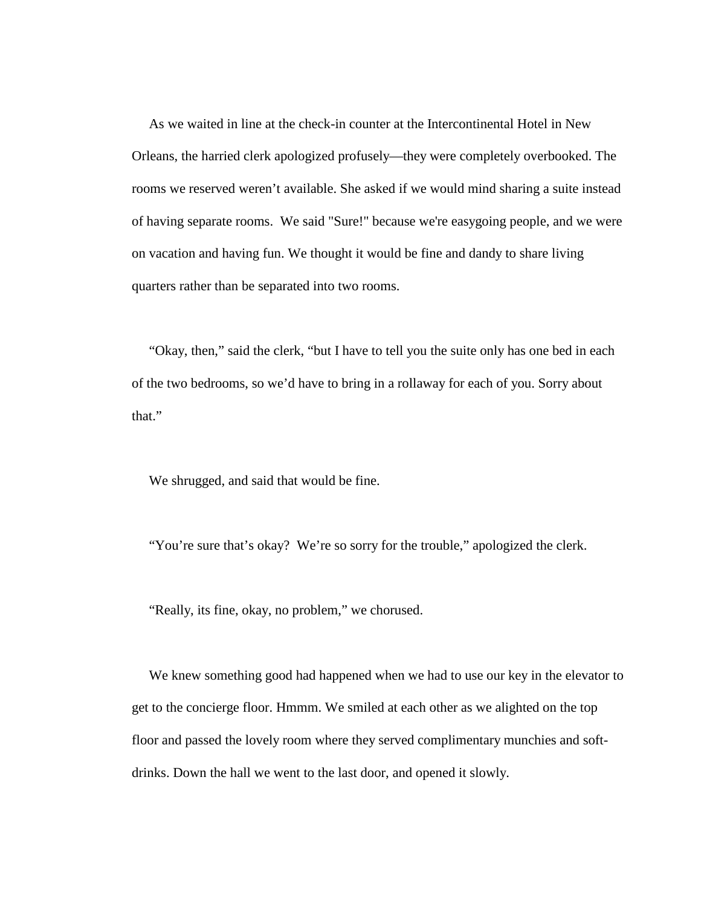As we waited in line at the check-in counter at the Intercontinental Hotel in New Orleans, the harried clerk apologized profusely—they were completely overbooked. The rooms we reserved weren't available. She asked if we would mind sharing a suite instead of having separate rooms.  We said "Sure!" because we're easygoing people, and we were on vacation and having fun. We thought it would be fine and dandy to share living quarters rather than be separated into two rooms.

"Okay, then," said the clerk, "but I have to tell you the suite only has one bed in each of the two bedrooms, so we'd have to bring in a rollaway for each of you. Sorry about that."

We shrugged, and said that would be fine.

"You're sure that's okay?  We're so sorry for the trouble," apologized the clerk.

"Really, its fine, okay, no problem," we chorused.

We knew something good had happened when we had to use our key in the elevator to get to the concierge floor. Hmmm. We smiled at each other as we alighted on the top floor and passed the lovely room where they served complimentary munchies and soft-drinks. Down the hall we went to the last door, and opened it slowly.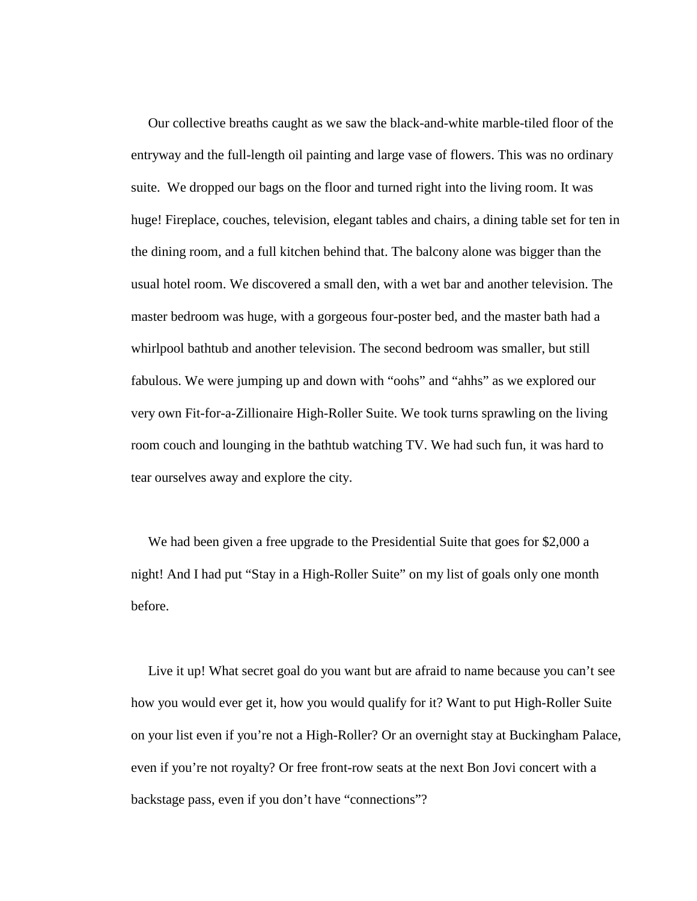Our collective breaths caught as we saw the black-and-white marble-tiled floor of the entryway and the full-length oil painting and large vase of flowers. This was no ordinary suite.  We dropped our bags on the floor and turned right into the living room. It was huge! Fireplace, couches, television, elegant tables and chairs, a dining table set for ten in the dining room, and a full kitchen behind that. The balcony alone was bigger than the usual hotel room. We discovered a small den, with a wet bar and another television. The master bedroom was huge, with a gorgeous four-poster bed, and the master bath had a whirlpool bathtub and another television. The second bedroom was smaller, but still fabulous. We were jumping up and down with "oohs" and "ahhs" as we explored our very own Fit-for-a-Zillionaire High-Roller Suite. We took turns sprawling on the living room couch and lounging in the bathtub watching TV. We had such fun, it was hard to tear ourselves away and explore the city.

We had been given a free upgrade to the Presidential Suite that goes for $2,000 a night! And I had put "Stay in a High-Roller Suite" on my list of goals only one month before.

Live it up! What secret goal do you want but are afraid to name because you can't see how you would ever get it, how you would qualify for it? Want to put High-Roller Suite on your list even if you're not a High-Roller? Or an overnight stay at Buckingham Palace, even if you're not royalty? Or free front-row seats at the next Bon Jovi concert with a backstage pass, even if you don't have "connections"?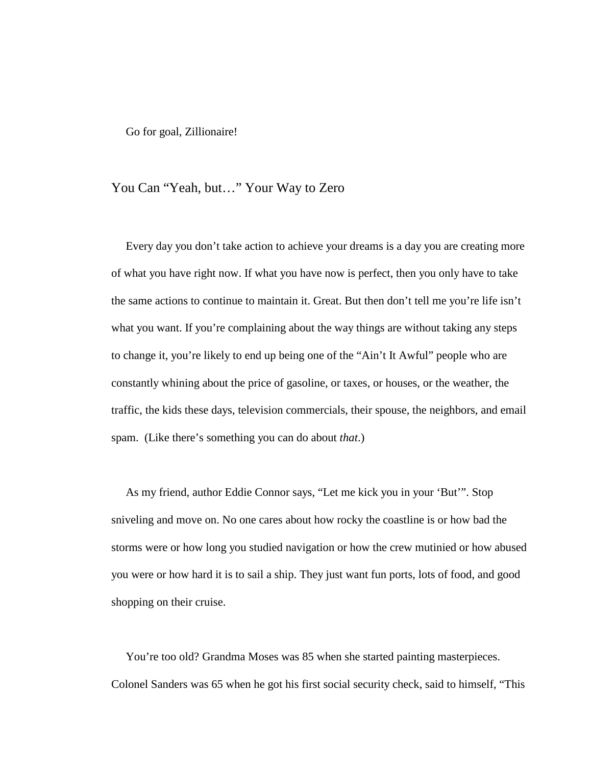Go for goal, Zillionaire!

## You Can "Yeah, but…" Your Way to Zero

Every day you don't take action to achieve your dreams is a day you are creating more of what you have right now. If what you have now is perfect, then you only have to take the same actions to continue to maintain it. Great. But then don't tell me you're life isn't what you want. If you're complaining about the way things are without taking any steps to change it, you're likely to end up being one of the "Ain't It Awful" people who are constantly whining about the price of gasoline, or taxes, or houses, or the weather, the traffic, the kids these days, television commercials, their spouse, the neighbors, and email spam. (Like there's something you can do about *that*.)

As my friend, author Eddie Connor says, "Let me kick you in your 'But'". Stop sniveling and move on. No one cares about how rocky the coastline is or how bad the storms were or how long you studied navigation or how the crew mutinied or how abused you were or how hard it is to sail a ship. They just want fun ports, lots of food, and good shopping on their cruise.

You're too old? Grandma Moses was 85 when she started painting masterpieces. Colonel Sanders was 65 when he got his first social security check, said to himself, "This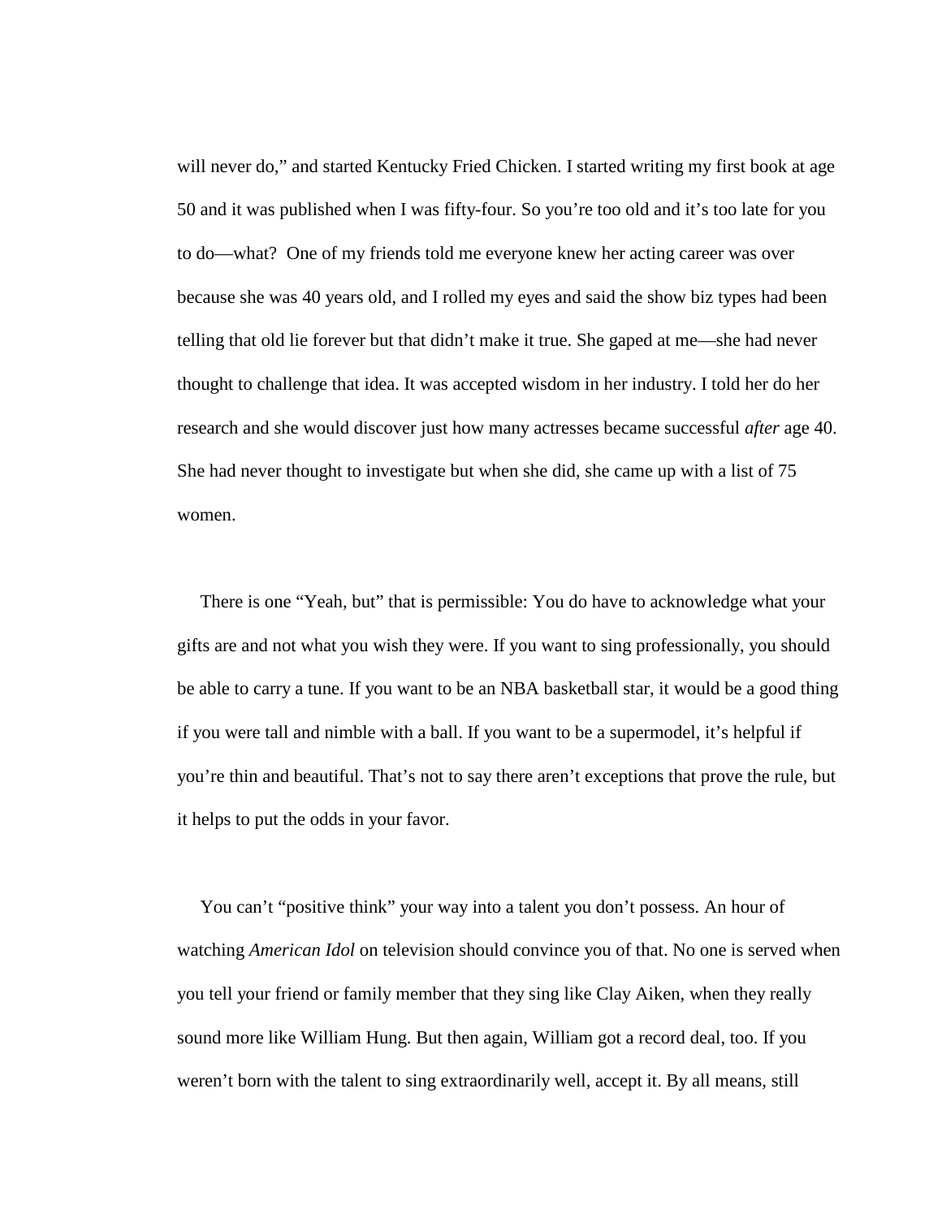will never do," and started Kentucky Fried Chicken. I started writing my first book at age 50 and it was published when I was fifty-four. So you're too old and it's too late for you to do—what? One of my friends told me everyone knew her acting career was over because she was 40 years old, and I rolled my eyes and said the show biz types had been telling that old lie forever but that didn't make it true. She gaped at me—she had never thought to challenge that idea. It was accepted wisdom in her industry. I told her do her research and she would discover just how many actresses became successful *after* age 40. She had never thought to investigate but when she did, she came up with a list of 75 women.

There is one "Yeah, but" that is permissible: You do have to acknowledge what your gifts are and not what you wish they were. If you want to sing professionally, you should be able to carry a tune. If you want to be an NBA basketball star, it would be a good thing if you were tall and nimble with a ball. If you want to be a supermodel, it's helpful if you're thin and beautiful. That's not to say there aren't exceptions that prove the rule, but it helps to put the odds in your favor.

You can't "positive think" your way into a talent you don't possess. An hour of watching *American Idol* on television should convince you of that. No one is served when you tell your friend or family member that they sing like Clay Aiken, when they really sound more like William Hung. But then again, William got a record deal, too. If you weren't born with the talent to sing extraordinarily well, accept it. By all means, still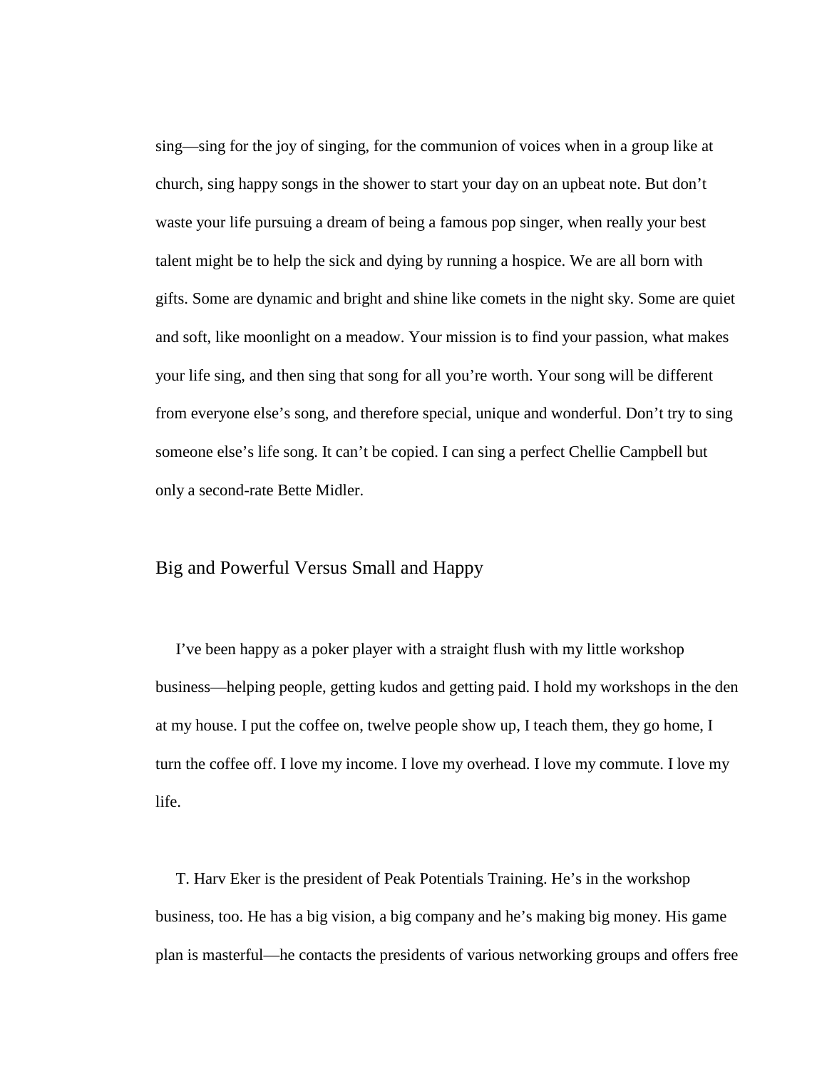sing—sing for the joy of singing, for the communion of voices when in a group like at church, sing happy songs in the shower to start your day on an upbeat note. But don't waste your life pursuing a dream of being a famous pop singer, when really your best talent might be to help the sick and dying by running a hospice. We are all born with gifts. Some are dynamic and bright and shine like comets in the night sky. Some are quiet and soft, like moonlight on a meadow. Your mission is to find your passion, what makes your life sing, and then sing that song for all you're worth. Your song will be different from everyone else's song, and therefore special, unique and wonderful. Don't try to sing someone else's life song. It can't be copied. I can sing a perfect Chellie Campbell but only a second-rate Bette Midler.

## Big and Powerful Versus Small and Happy

I've been happy as a poker player with a straight flush with my little workshop business—helping people, getting kudos and getting paid. I hold my workshops in the den at my house. I put the coffee on, twelve people show up, I teach them, they go home, I turn the coffee off. I love my income. I love my overhead. I love my commute. I love my life.

T. Harv Eker is the president of Peak Potentials Training. He's in the workshop business, too. He has a big vision, a big company and he's making big money. His game plan is masterful—he contacts the presidents of various networking groups and offers free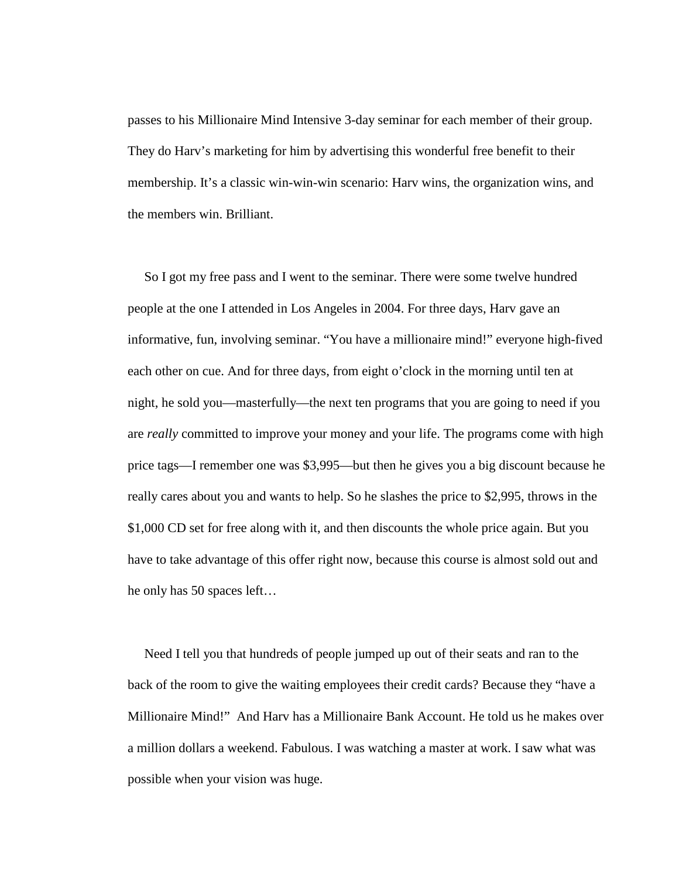passes to his Millionaire Mind Intensive 3-day seminar for each member of their group. They do Harv's marketing for him by advertising this wonderful free benefit to their membership. It's a classic win-win-win scenario: Harv wins, the organization wins, and the members win. Brilliant.

So I got my free pass and I went to the seminar. There were some twelve hundred people at the one I attended in Los Angeles in 2004. For three days, Harv gave an informative, fun, involving seminar. "You have a millionaire mind!" everyone high-fived each other on cue. And for three days, from eight o'clock in the morning until ten at night, he sold you—masterfully—the next ten programs that you are going to need if you are *really* committed to improve your money and your life. The programs come with high price tags—I remember one was $3,995—but then he gives you a big discount because he really cares about you and wants to help. So he slashes the price to $2,995, throws in the $1,000 CD set for free along with it, and then discounts the whole price again. But you have to take advantage of this offer right now, because this course is almost sold out and he only has 50 spaces left…

Need I tell you that hundreds of people jumped up out of their seats and ran to the back of the room to give the waiting employees their credit cards? Because they "have a Millionaire Mind!" And Harv has a Millionaire Bank Account. He told us he makes over a million dollars a weekend. Fabulous. I was watching a master at work. I saw what was possible when your vision was huge.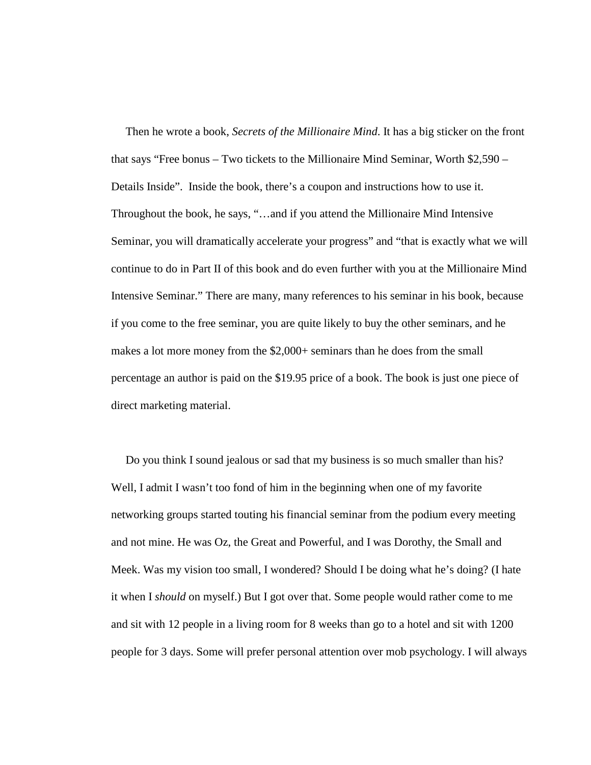Then he wrote a book, *Secrets of the Millionaire Mind*. It has a big sticker on the front that says "Free bonus – Two tickets to the Millionaire Mind Seminar, Worth $2,590 – Details Inside". Inside the book, there's a coupon and instructions how to use it. Throughout the book, he says, "…and if you attend the Millionaire Mind Intensive Seminar, you will dramatically accelerate your progress" and "that is exactly what we will continue to do in Part II of this book and do even further with you at the Millionaire Mind Intensive Seminar." There are many, many references to his seminar in his book, because if you come to the free seminar, you are quite likely to buy the other seminars, and he makes a lot more money from the $2,000+ seminars than he does from the small percentage an author is paid on the $19.95 price of a book. The book is just one piece of direct marketing material.

Do you think I sound jealous or sad that my business is so much smaller than his? Well, I admit I wasn't too fond of him in the beginning when one of my favorite networking groups started touting his financial seminar from the podium every meeting and not mine. He was Oz, the Great and Powerful, and I was Dorothy, the Small and Meek. Was my vision too small, I wondered? Should I be doing what he's doing? (I hate it when I *should* on myself.) But I got over that. Some people would rather come to me and sit with 12 people in a living room for 8 weeks than go to a hotel and sit with 1200 people for 3 days. Some will prefer personal attention over mob psychology. I will always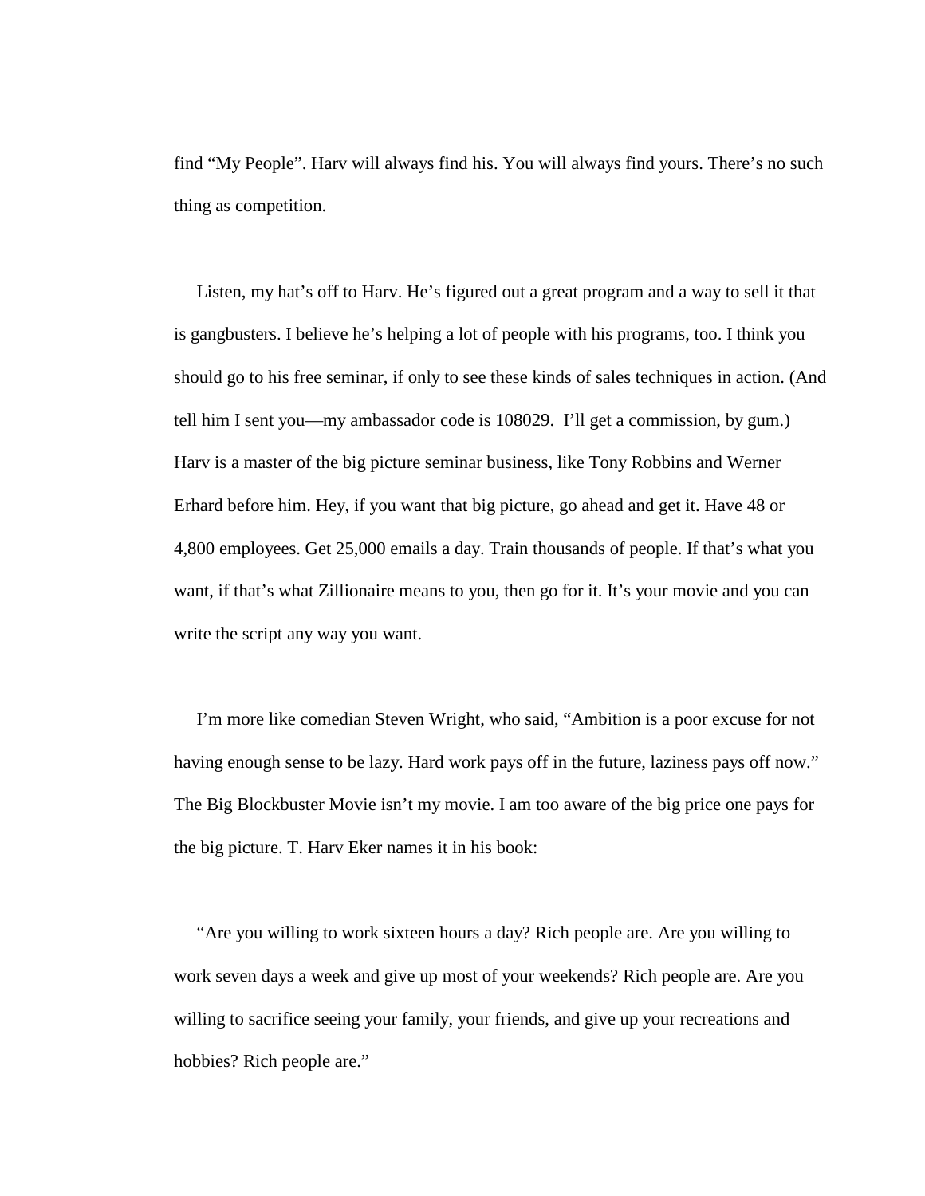find "My People". Harv will always find his. You will always find yours. There's no such thing as competition.

Listen, my hat's off to Harv. He's figured out a great program and a way to sell it that is gangbusters. I believe he's helping a lot of people with his programs, too. I think you should go to his free seminar, if only to see these kinds of sales techniques in action. (And tell him I sent you—my ambassador code is 108029. I'll get a commission, by gum.) Harv is a master of the big picture seminar business, like Tony Robbins and Werner Erhard before him. Hey, if you want that big picture, go ahead and get it. Have 48 or 4,800 employees. Get 25,000 emails a day. Train thousands of people. If that's what you want, if that's what Zillionaire means to you, then go for it. It's your movie and you can write the script any way you want.

I'm more like comedian Steven Wright, who said, "Ambition is a poor excuse for not having enough sense to be lazy. Hard work pays off in the future, laziness pays off now." The Big Blockbuster Movie isn't my movie. I am too aware of the big price one pays for the big picture. T. Harv Eker names it in his book:

"Are you willing to work sixteen hours a day? Rich people are. Are you willing to work seven days a week and give up most of your weekends? Rich people are. Are you willing to sacrifice seeing your family, your friends, and give up your recreations and hobbies? Rich people are."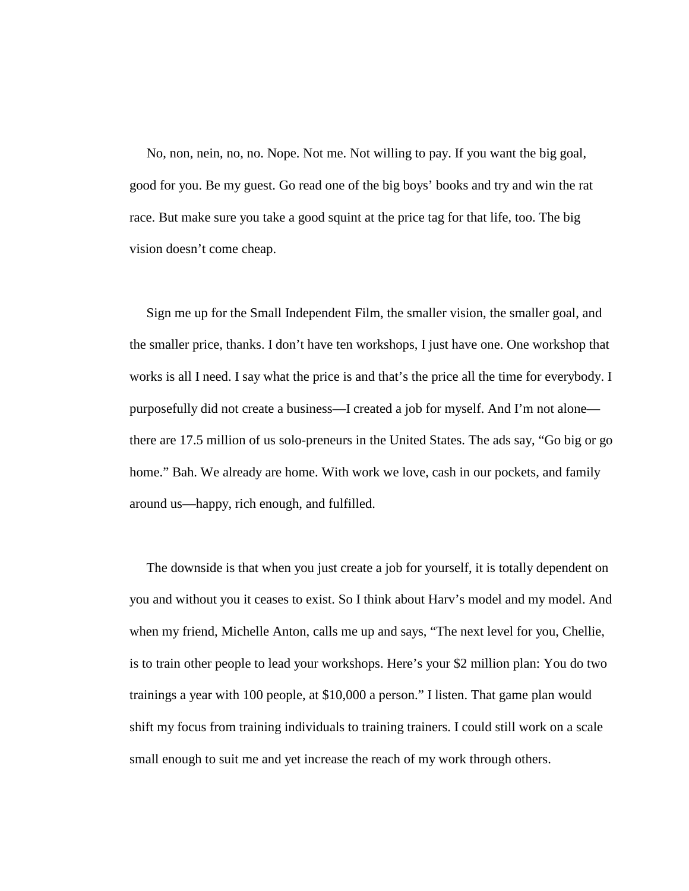No, non, nein, no, no. Nope. Not me. Not willing to pay. If you want the big goal, good for you. Be my guest. Go read one of the big boys' books and try and win the rat race. But make sure you take a good squint at the price tag for that life, too. The big vision doesn't come cheap.

Sign me up for the Small Independent Film, the smaller vision, the smaller goal, and the smaller price, thanks. I don't have ten workshops, I just have one. One workshop that works is all I need. I say what the price is and that's the price all the time for everybody. I purposefully did not create a business—I created a job for myself. And I'm not alone—there are 17.5 million of us solo-preneurs in the United States. The ads say, "Go big or go home." Bah. We already are home. With work we love, cash in our pockets, and family around us—happy, rich enough, and fulfilled.

The downside is that when you just create a job for yourself, it is totally dependent on you and without you it ceases to exist. So I think about Harv's model and my model. And when my friend, Michelle Anton, calls me up and says, "The next level for you, Chellie, is to train other people to lead your workshops. Here's your $2 million plan: You do two trainings a year with 100 people, at $10,000 a person." I listen. That game plan would shift my focus from training individuals to training trainers. I could still work on a scale small enough to suit me and yet increase the reach of my work through others.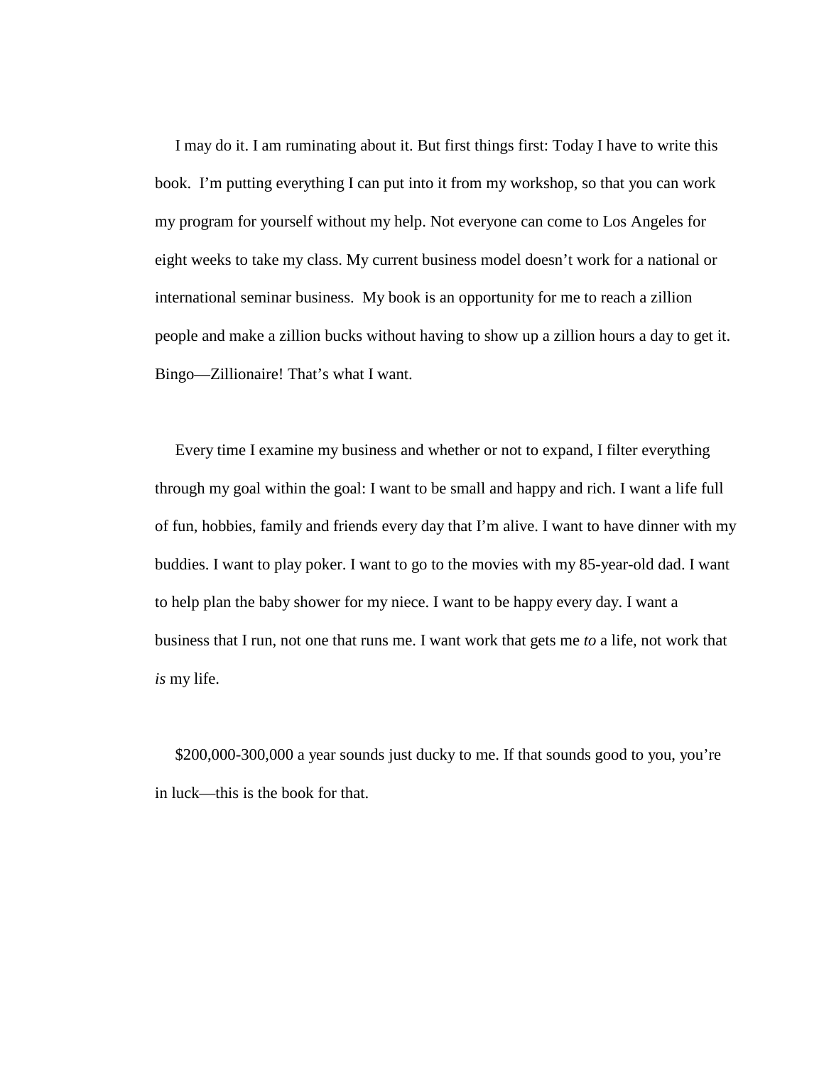I may do it. I am ruminating about it. But first things first: Today I have to write this book. I'm putting everything I can put into it from my workshop, so that you can work my program for yourself without my help. Not everyone can come to Los Angeles for eight weeks to take my class. My current business model doesn't work for a national or international seminar business. My book is an opportunity for me to reach a zillion people and make a zillion bucks without having to show up a zillion hours a day to get it. Bingo—Zillionaire! That's what I want.

Every time I examine my business and whether or not to expand, I filter everything through my goal within the goal: I want to be small and happy and rich. I want a life full of fun, hobbies, family and friends every day that I'm alive. I want to have dinner with my buddies. I want to play poker. I want to go to the movies with my 85-year-old dad. I want to help plan the baby shower for my niece. I want to be happy every day. I want a business that I run, not one that runs me. I want work that gets me *to* a life, not work that *is* my life.

$200,000-300,000 a year sounds just ducky to me. If that sounds good to you, you're in luck—this is the book for that.